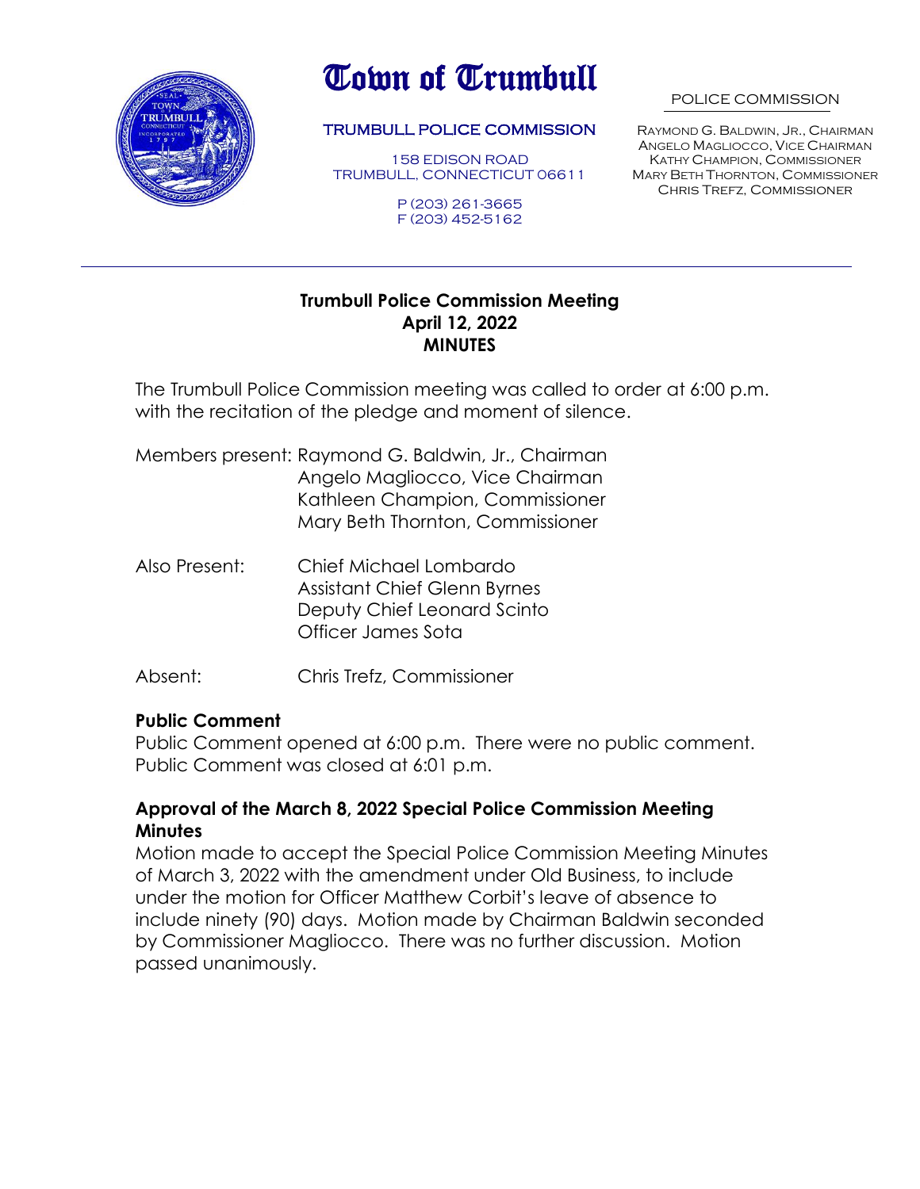# Town of Trumbull

**TRUMBULL POLICE COMMISSION**

158 EDISON ROAD
TRUMBULL, CONNECTICUT 06611

P (203) 261-3665
F (203) 452-5162

POLICE COMMISSION

Raymond G. Baldwin, Jr., Chairman
Angelo Magliocco, Vice Chairman
Kathy Champion, Commissioner
Mary Beth Thornton, Commissioner
Chris Trefz, Commissioner

---

## Trumbull Police Commission Meeting
## April 12, 2022
## MINUTES

The Trumbull Police Commission meeting was called to order at 6:00 p.m. with the recitation of the pledge and moment of silence.

Members present: Raymond G. Baldwin, Jr., Chairman
Angelo Magliocco, Vice Chairman
Kathleen Champion, Commissioner
Mary Beth Thornton, Commissioner

Also Present: Chief Michael Lombardo
Assistant Chief Glenn Byrnes
Deputy Chief Leonard Scinto
Officer James Sota

Absent: Chris Trefz, Commissioner

### Public Comment

Public Comment opened at 6:00 p.m. There were no public comment. Public Comment was closed at 6:01 p.m.

### Approval of the March 8, 2022 Special Police Commission Meeting Minutes

Motion made to accept the Special Police Commission Meeting Minutes of March 3, 2022 with the amendment under Old Business, to include under the motion for Officer Matthew Corbit's leave of absence to include ninety (90) days. Motion made by Chairman Baldwin seconded by Commissioner Magliocco. There was no further discussion. Motion passed unanimously.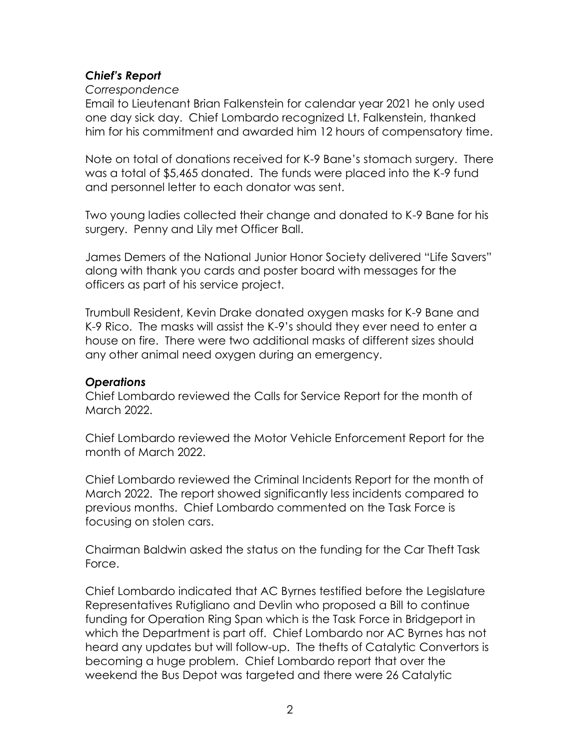### *Chief's Report*

*Correspondence*

Email to Lieutenant Brian Falkenstein for calendar year 2021 he only used one day sick day. Chief Lombardo recognized Lt. Falkenstein, thanked him for his commitment and awarded him 12 hours of compensatory time.

Note on total of donations received for K-9 Bane's stomach surgery. There was a total of $5,465 donated. The funds were placed into the K-9 fund and personnel letter to each donator was sent.

Two young ladies collected their change and donated to K-9 Bane for his surgery. Penny and Lily met Officer Ball.

James Demers of the National Junior Honor Society delivered "Life Savers" along with thank you cards and poster board with messages for the officers as part of his service project.

Trumbull Resident, Kevin Drake donated oxygen masks for K-9 Bane and K-9 Rico. The masks will assist the K-9's should they ever need to enter a house on fire. There were two additional masks of different sizes should any other animal need oxygen during an emergency.

### *Operations*

Chief Lombardo reviewed the Calls for Service Report for the month of March 2022.

Chief Lombardo reviewed the Motor Vehicle Enforcement Report for the month of March 2022.

Chief Lombardo reviewed the Criminal Incidents Report for the month of March 2022. The report showed significantly less incidents compared to previous months. Chief Lombardo commented on the Task Force is focusing on stolen cars.

Chairman Baldwin asked the status on the funding for the Car Theft Task Force.

Chief Lombardo indicated that AC Byrnes testified before the Legislature Representatives Rutigliano and Devlin who proposed a Bill to continue funding for Operation Ring Span which is the Task Force in Bridgeport in which the Department is part off. Chief Lombardo nor AC Byrnes has not heard any updates but will follow-up. The thefts of Catalytic Convertors is becoming a huge problem. Chief Lombardo report that over the weekend the Bus Depot was targeted and there were 26 Catalytic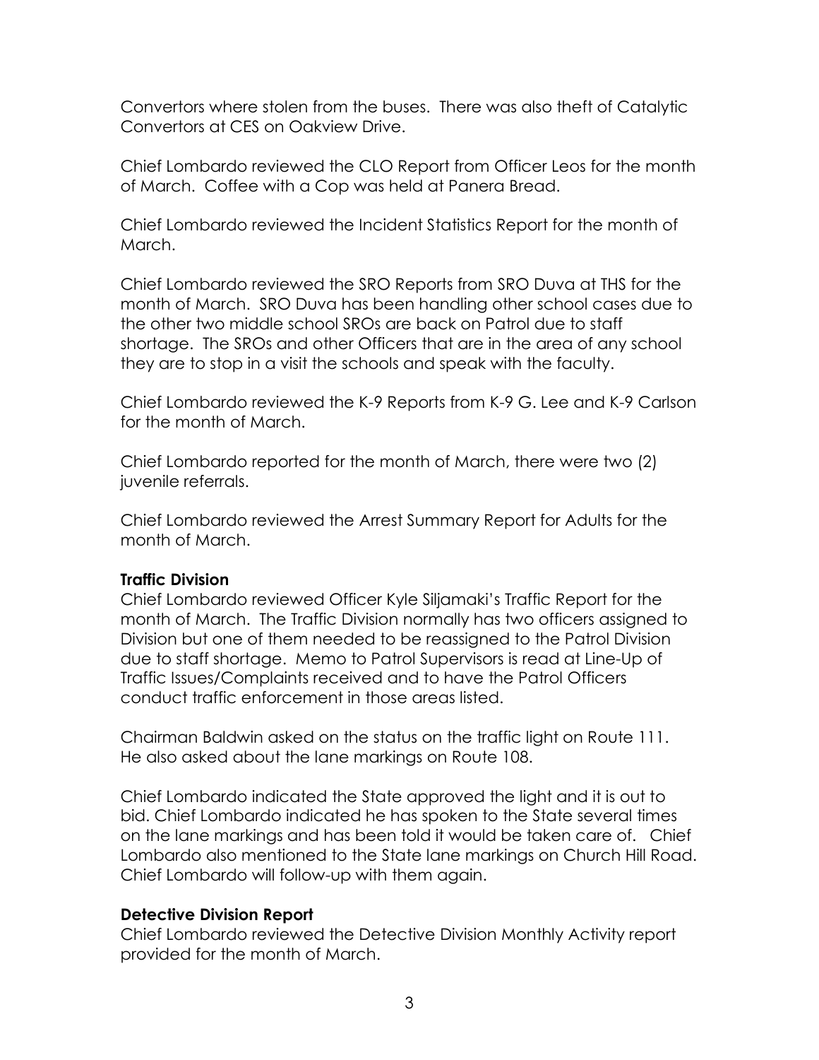Convertors where stolen from the buses. There was also theft of Catalytic Convertors at CES on Oakview Drive.

Chief Lombardo reviewed the CLO Report from Officer Leos for the month of March. Coffee with a Cop was held at Panera Bread.

Chief Lombardo reviewed the Incident Statistics Report for the month of March.

Chief Lombardo reviewed the SRO Reports from SRO Duva at THS for the month of March. SRO Duva has been handling other school cases due to the other two middle school SROs are back on Patrol due to staff shortage. The SROs and other Officers that are in the area of any school they are to stop in a visit the schools and speak with the faculty.

Chief Lombardo reviewed the K-9 Reports from K-9 G. Lee and K-9 Carlson for the month of March.

Chief Lombardo reported for the month of March, there were two (2) juvenile referrals.

Chief Lombardo reviewed the Arrest Summary Report for Adults for the month of March.

**Traffic Division**

Chief Lombardo reviewed Officer Kyle Siljamaki's Traffic Report for the month of March. The Traffic Division normally has two officers assigned to Division but one of them needed to be reassigned to the Patrol Division due to staff shortage. Memo to Patrol Supervisors is read at Line-Up of Traffic Issues/Complaints received and to have the Patrol Officers conduct traffic enforcement in those areas listed.

Chairman Baldwin asked on the status on the traffic light on Route 111. He also asked about the lane markings on Route 108.

Chief Lombardo indicated the State approved the light and it is out to bid. Chief Lombardo indicated he has spoken to the State several times on the lane markings and has been told it would be taken care of. Chief Lombardo also mentioned to the State lane markings on Church Hill Road. Chief Lombardo will follow-up with them again.

**Detective Division Report**

Chief Lombardo reviewed the Detective Division Monthly Activity report provided for the month of March.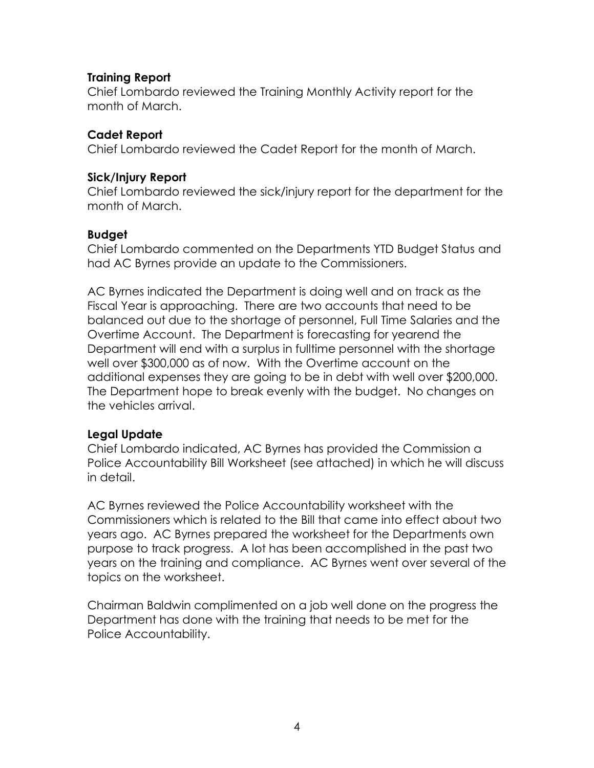**Training Report**
Chief Lombardo reviewed the Training Monthly Activity report for the month of March.

**Cadet Report**
Chief Lombardo reviewed the Cadet Report for the month of March.

**Sick/Injury Report**
Chief Lombardo reviewed the sick/injury report for the department for the month of March.

**Budget**
Chief Lombardo commented on the Departments YTD Budget Status and had AC Byrnes provide an update to the Commissioners.

AC Byrnes indicated the Department is doing well and on track as the Fiscal Year is approaching. There are two accounts that need to be balanced out due to the shortage of personnel, Full Time Salaries and the Overtime Account. The Department is forecasting for yearend the Department will end with a surplus in fulltime personnel with the shortage well over $300,000 as of now. With the Overtime account on the additional expenses they are going to be in debt with well over $200,000. The Department hope to break evenly with the budget. No changes on the vehicles arrival.

**Legal Update**
Chief Lombardo indicated, AC Byrnes has provided the Commission a Police Accountability Bill Worksheet (see attached) in which he will discuss in detail.

AC Byrnes reviewed the Police Accountability worksheet with the Commissioners which is related to the Bill that came into effect about two years ago. AC Byrnes prepared the worksheet for the Departments own purpose to track progress. A lot has been accomplished in the past two years on the training and compliance. AC Byrnes went over several of the topics on the worksheet.

Chairman Baldwin complimented on a job well done on the progress the Department has done with the training that needs to be met for the Police Accountability.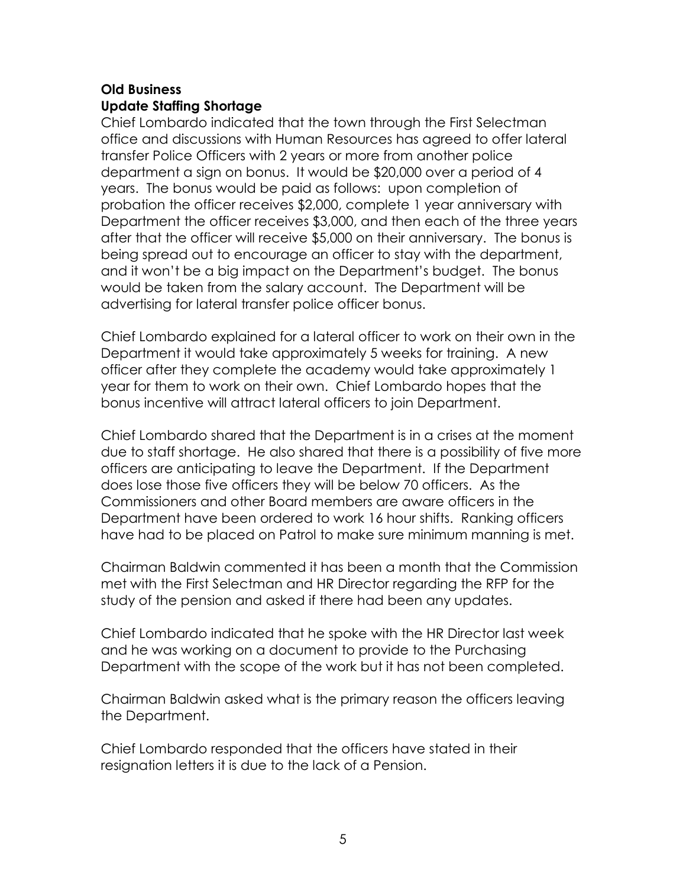**Old Business**

**Update Staffing Shortage**

Chief Lombardo indicated that the town through the First Selectman office and discussions with Human Resources has agreed to offer lateral transfer Police Officers with 2 years or more from another police department a sign on bonus. It would be $20,000 over a period of 4 years. The bonus would be paid as follows: upon completion of probation the officer receives $2,000, complete 1 year anniversary with Department the officer receives $3,000, and then each of the three years after that the officer will receive $5,000 on their anniversary. The bonus is being spread out to encourage an officer to stay with the department, and it won't be a big impact on the Department's budget. The bonus would be taken from the salary account. The Department will be advertising for lateral transfer police officer bonus.

Chief Lombardo explained for a lateral officer to work on their own in the Department it would take approximately 5 weeks for training. A new officer after they complete the academy would take approximately 1 year for them to work on their own. Chief Lombardo hopes that the bonus incentive will attract lateral officers to join Department.

Chief Lombardo shared that the Department is in a crises at the moment due to staff shortage. He also shared that there is a possibility of five more officers are anticipating to leave the Department. If the Department does lose those five officers they will be below 70 officers. As the Commissioners and other Board members are aware officers in the Department have been ordered to work 16 hour shifts. Ranking officers have had to be placed on Patrol to make sure minimum manning is met.

Chairman Baldwin commented it has been a month that the Commission met with the First Selectman and HR Director regarding the RFP for the study of the pension and asked if there had been any updates.

Chief Lombardo indicated that he spoke with the HR Director last week and he was working on a document to provide to the Purchasing Department with the scope of the work but it has not been completed.

Chairman Baldwin asked what is the primary reason the officers leaving the Department.

Chief Lombardo responded that the officers have stated in their resignation letters it is due to the lack of a Pension.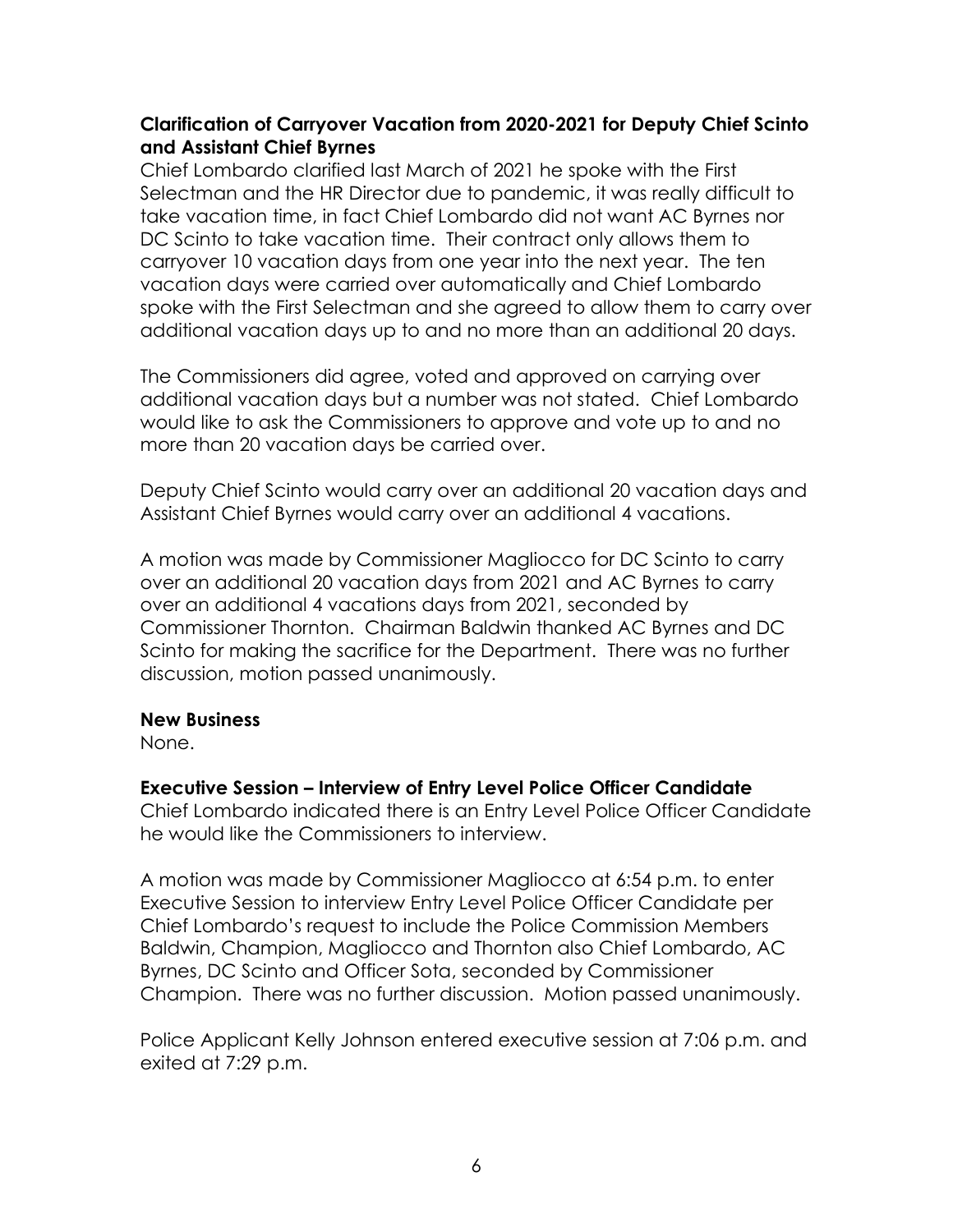**Clarification of Carryover Vacation from 2020-2021 for Deputy Chief Scinto and Assistant Chief Byrnes**

Chief Lombardo clarified last March of 2021 he spoke with the First Selectman and the HR Director due to pandemic, it was really difficult to take vacation time, in fact Chief Lombardo did not want AC Byrnes nor DC Scinto to take vacation time. Their contract only allows them to carryover 10 vacation days from one year into the next year. The ten vacation days were carried over automatically and Chief Lombardo spoke with the First Selectman and she agreed to allow them to carry over additional vacation days up to and no more than an additional 20 days.

The Commissioners did agree, voted and approved on carrying over additional vacation days but a number was not stated. Chief Lombardo would like to ask the Commissioners to approve and vote up to and no more than 20 vacation days be carried over.

Deputy Chief Scinto would carry over an additional 20 vacation days and Assistant Chief Byrnes would carry over an additional 4 vacations.

A motion was made by Commissioner Magliocco for DC Scinto to carry over an additional 20 vacation days from 2021 and AC Byrnes to carry over an additional 4 vacations days from 2021, seconded by Commissioner Thornton. Chairman Baldwin thanked AC Byrnes and DC Scinto for making the sacrifice for the Department. There was no further discussion, motion passed unanimously.

**New Business**

None.

**Executive Session – Interview of Entry Level Police Officer Candidate**

Chief Lombardo indicated there is an Entry Level Police Officer Candidate he would like the Commissioners to interview.

A motion was made by Commissioner Magliocco at 6:54 p.m. to enter Executive Session to interview Entry Level Police Officer Candidate per Chief Lombardo's request to include the Police Commission Members Baldwin, Champion, Magliocco and Thornton also Chief Lombardo, AC Byrnes, DC Scinto and Officer Sota, seconded by Commissioner Champion. There was no further discussion. Motion passed unanimously.

Police Applicant Kelly Johnson entered executive session at 7:06 p.m. and exited at 7:29 p.m.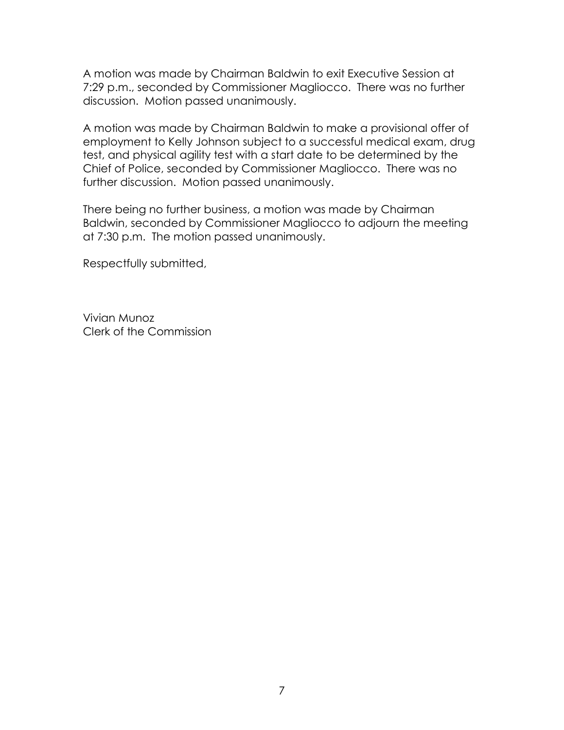A motion was made by Chairman Baldwin to exit Executive Session at 7:29 p.m., seconded by Commissioner Magliocco. There was no further discussion. Motion passed unanimously.

A motion was made by Chairman Baldwin to make a provisional offer of employment to Kelly Johnson subject to a successful medical exam, drug test, and physical agility test with a start date to be determined by the Chief of Police, seconded by Commissioner Magliocco. There was no further discussion. Motion passed unanimously.

There being no further business, a motion was made by Chairman Baldwin, seconded by Commissioner Magliocco to adjourn the meeting at 7:30 p.m. The motion passed unanimously.

Respectfully submitted,

Vivian Munoz
Clerk of the Commission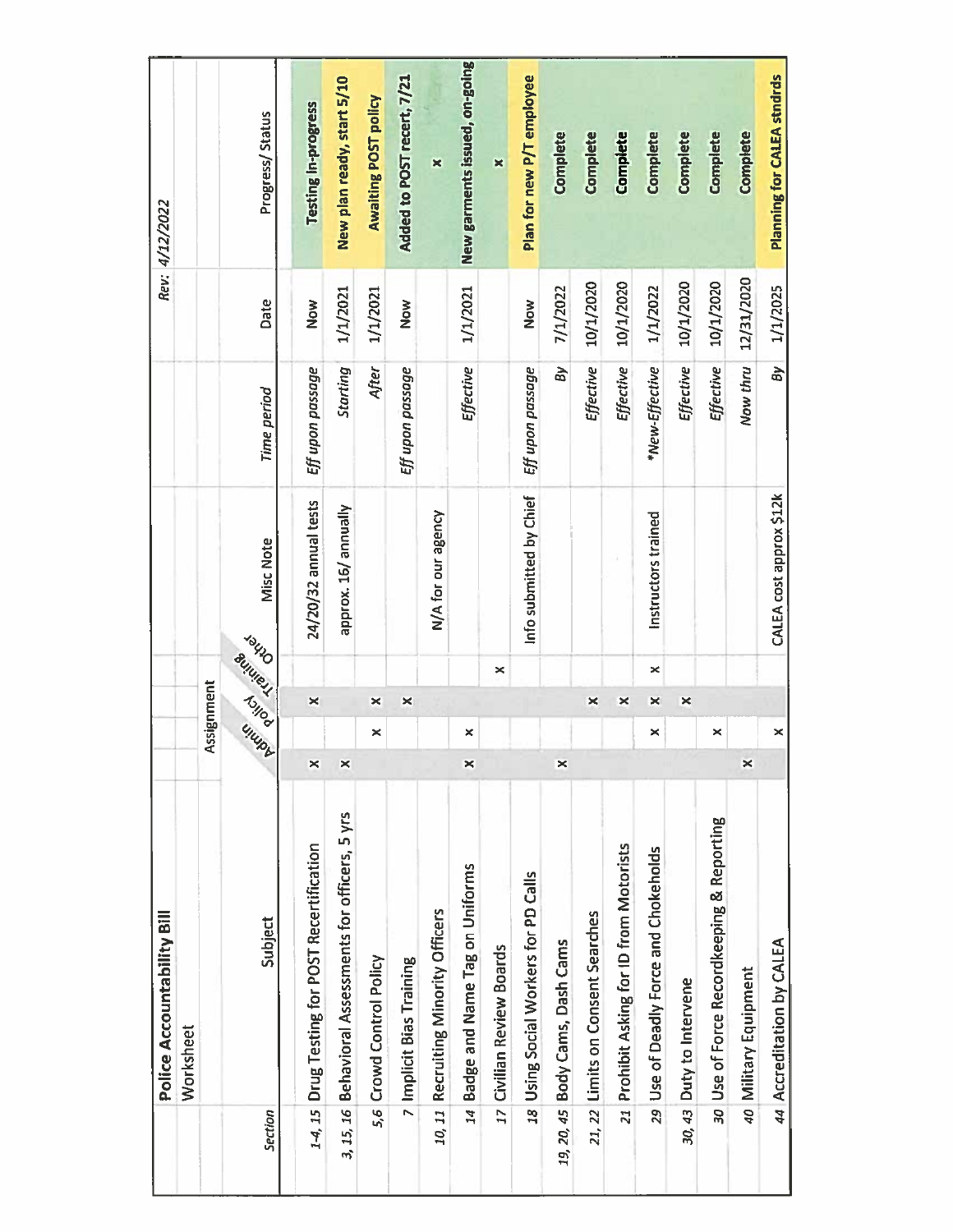**Police Accountability Bill**

Worksheet

Rev: 4/12/2022

| Section | Subject | Assignment: Admin | Policy | Training | Other | Misc Note | Time period | Date | Progress/ Status |
|---|---|---|---|---|---|---|---|---|---|
| 1-4, 15 | Drug Testing for POST Recertification | x | | x | | 24/20/32 annual tests | Eff upon passage | Now | Testing In-progress |
| 3, 15, 16 | Behavioral Assessments for officers, 5 yrs | x | | | | approx. 16/ annually | Starting | 1/1/2021 | New plan ready, start 5/10 |
| 5,6 | Crowd Control Policy | | x | x | | | After | 1/1/2021 | Awaiting POST policy |
| 7 | Implicit Bias Training | | | x | | | Eff upon passage | Now | Added to POST recert, 7/21 |
| 10, 11 | Recruiting Minority Officers | | | | | N/A for our agency | | | x |
| 14 | Badge and Name Tag on Uniforms | x | x | | | | Effective | 1/1/2021 | New garments issued, on-going |
| 17 | Civilian Review Boards | | | | x | | | | x |
| 18 | Using Social Workers for PD Calls | | | | | Info submitted by Chief | Eff upon passage | Now | Plan for new P/T employee |
| 19, 20, 45 | Body Cams, Dash Cams | x | | | | | By | 7/1/2022 | Complete |
| 21, 22 | Limits on Consent Searches | | | x | | | Effective | 10/1/2020 | Complete |
| 21 | Prohibit Asking for ID from Motorists | | | x | | | Effective | 10/1/2020 | Complete |
| 29 | Use of Deadly Force and Chokeholds | | x | x | x | Instructors trained | *New-Effective | 1/1/2022 | Complete |
| 30, 43 | Duty to Intervene | | | x | | | Effective | 10/1/2020 | Complete |
| 30 | Use of Force Recordkeeping & Reporting | | x | | | | Effective | 10/1/2020 | Complete |
| 40 | Military Equipment | x | | | | | Now thru | 12/31/2020 | Complete |
| 44 | Accreditation by CALEA | | x | | | CALEA cost approx $12k | By | 1/1/2025 | Planning for CALEA stndrds |